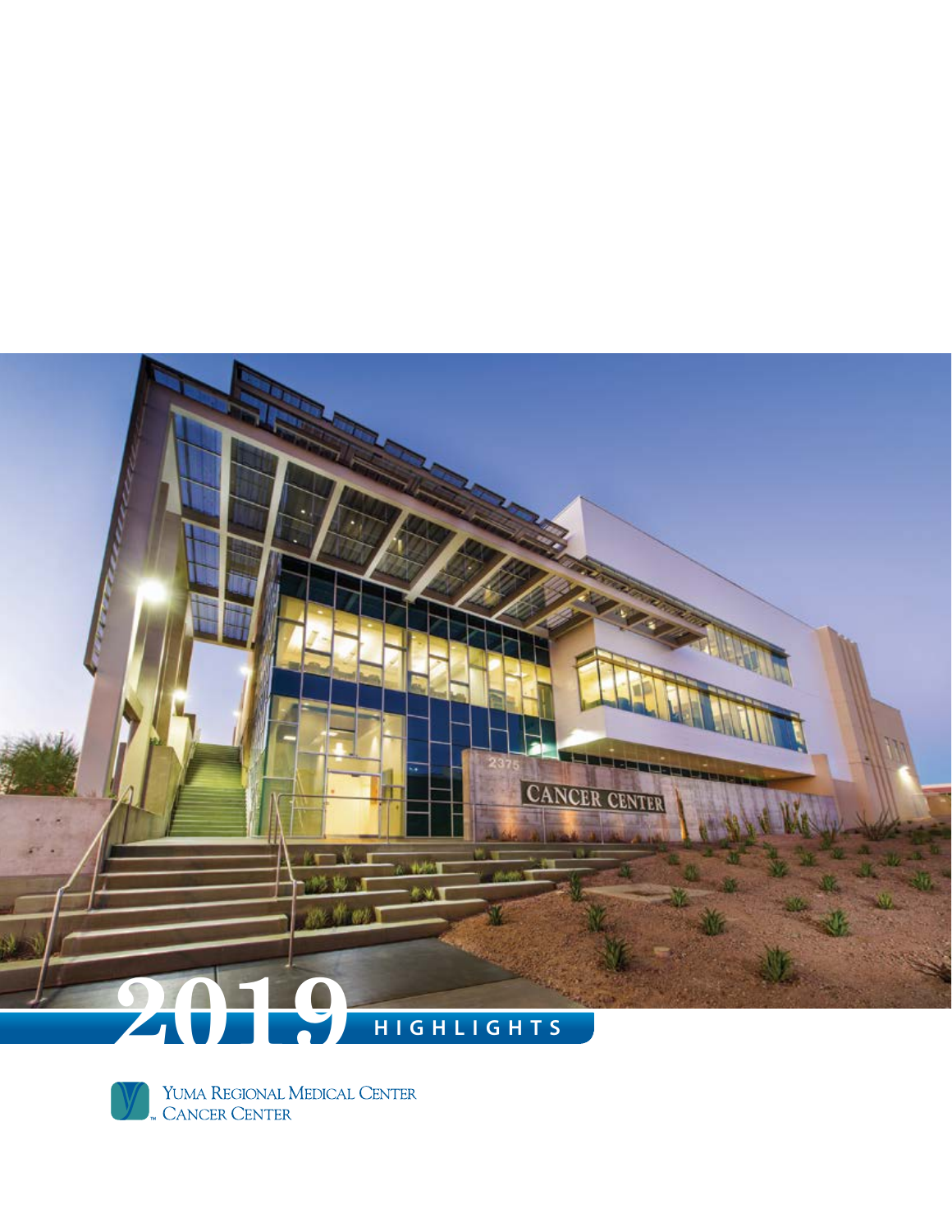# 2019 HIGHLIGHTS

YUMA REGIONAL MEDICAL CENTER
CANCER CENTER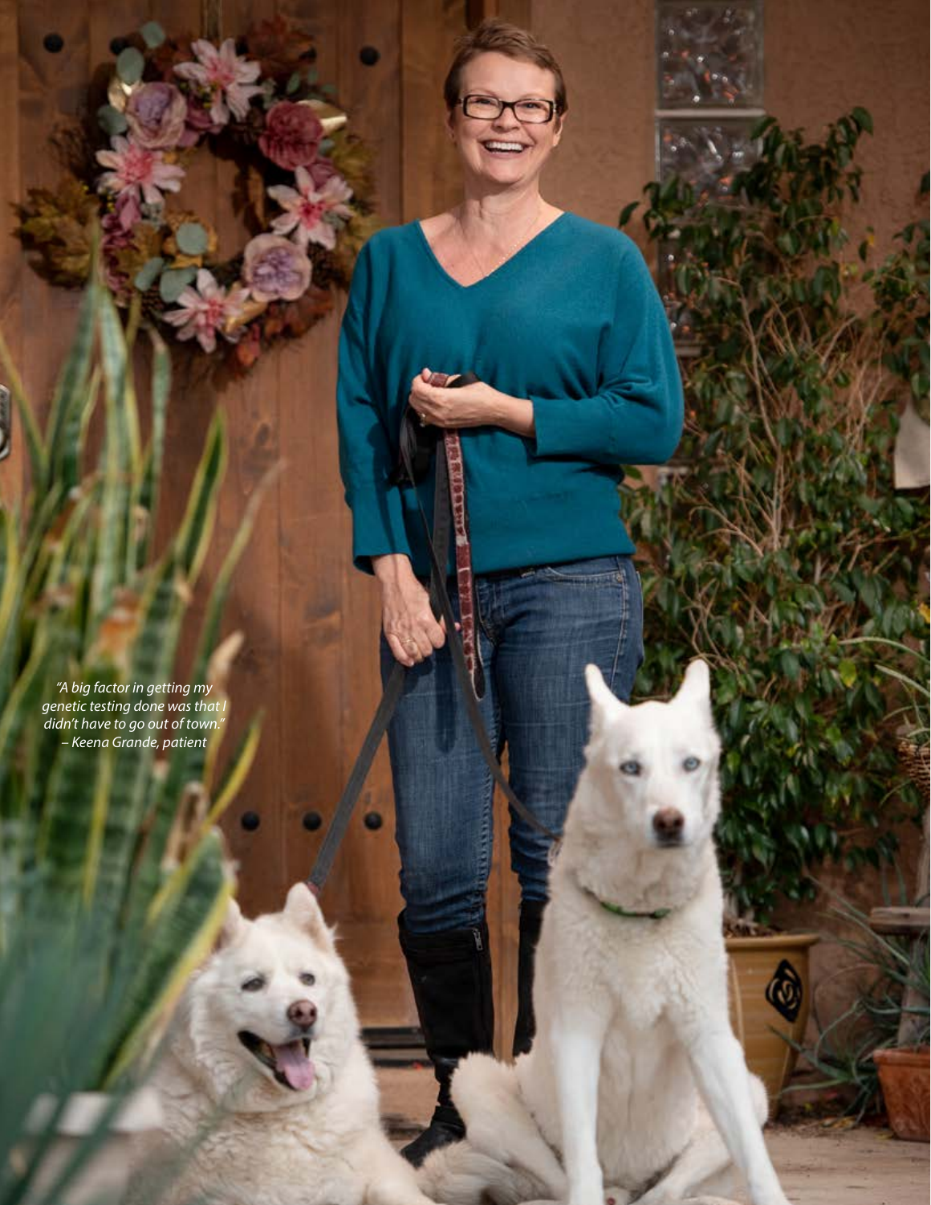*"A big factor in getting my genetic testing done was that I didn't have to go out of town."*
*– Keena Grande, patient*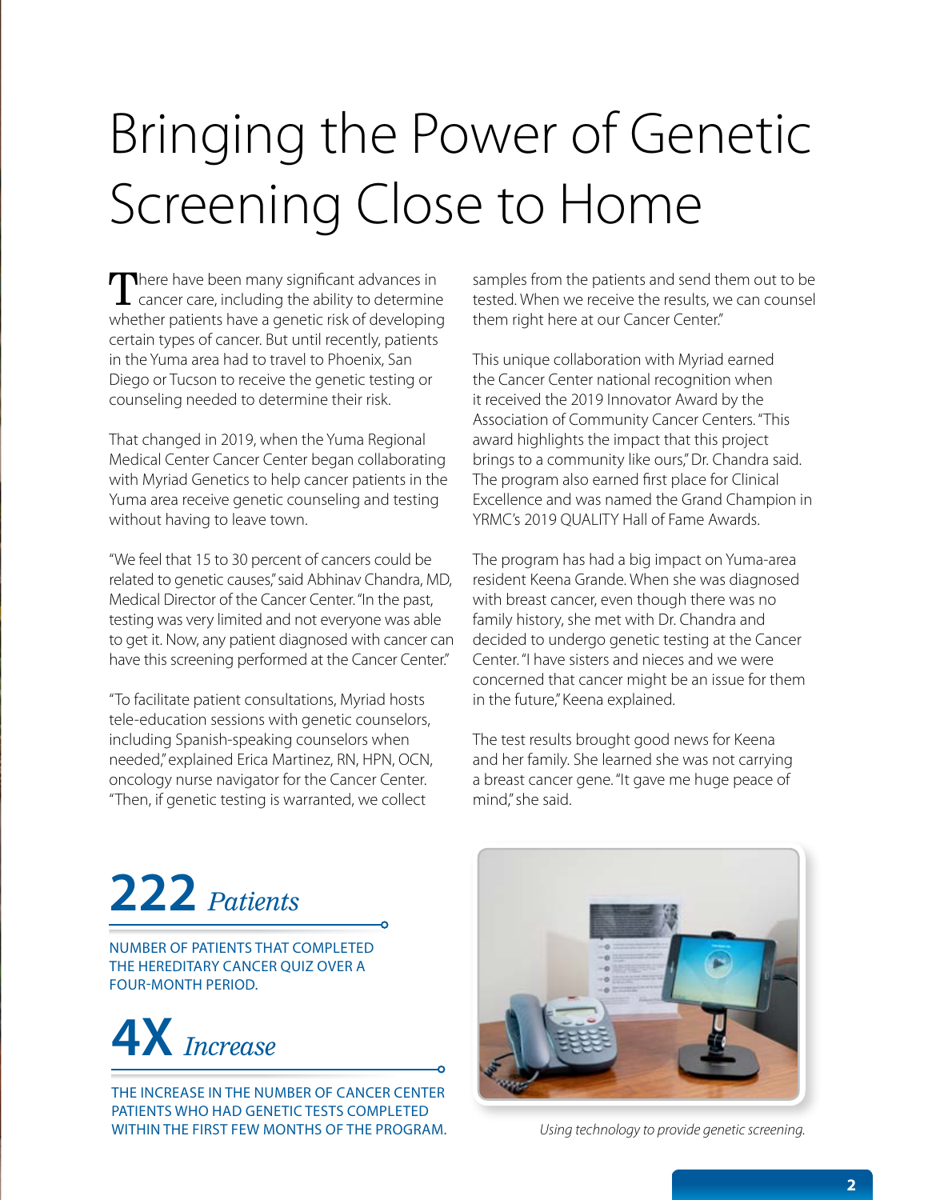# Bringing the Power of Genetic Screening Close to Home

There have been many significant advances in cancer care, including the ability to determine whether patients have a genetic risk of developing certain types of cancer. But until recently, patients in the Yuma area had to travel to Phoenix, San Diego or Tucson to receive the genetic testing or counseling needed to determine their risk.

That changed in 2019, when the Yuma Regional Medical Center Cancer Center began collaborating with Myriad Genetics to help cancer patients in the Yuma area receive genetic counseling and testing without having to leave town.

"We feel that 15 to 30 percent of cancers could be related to genetic causes," said Abhinav Chandra, MD, Medical Director of the Cancer Center. "In the past, testing was very limited and not everyone was able to get it. Now, any patient diagnosed with cancer can have this screening performed at the Cancer Center."

"To facilitate patient consultations, Myriad hosts tele-education sessions with genetic counselors, including Spanish-speaking counselors when needed," explained Erica Martinez, RN, HPN, OCN, oncology nurse navigator for the Cancer Center. "Then, if genetic testing is warranted, we collect samples from the patients and send them out to be tested. When we receive the results, we can counsel them right here at our Cancer Center."

This unique collaboration with Myriad earned the Cancer Center national recognition when it received the 2019 Innovator Award by the Association of Community Cancer Centers. "This award highlights the impact that this project brings to a community like ours," Dr. Chandra said. The program also earned first place for Clinical Excellence and was named the Grand Champion in YRMC's 2019 QUALITY Hall of Fame Awards.

The program has had a big impact on Yuma-area resident Keena Grande. When she was diagnosed with breast cancer, even though there was no family history, she met with Dr. Chandra and decided to undergo genetic testing at the Cancer Center. "I have sisters and nieces and we were concerned that cancer might be an issue for them in the future," Keena explained.

The test results brought good news for Keena and her family. She learned she was not carrying a breast cancer gene. "It gave me huge peace of mind," she said.

**222** *Patients*

NUMBER OF PATIENTS THAT COMPLETED THE HEREDITARY CANCER QUIZ OVER A FOUR-MONTH PERIOD.

**4X** *Increase*

THE INCREASE IN THE NUMBER OF CANCER CENTER PATIENTS WHO HAD GENETIC TESTS COMPLETED WITHIN THE FIRST FEW MONTHS OF THE PROGRAM.

*Using technology to provide genetic screening.*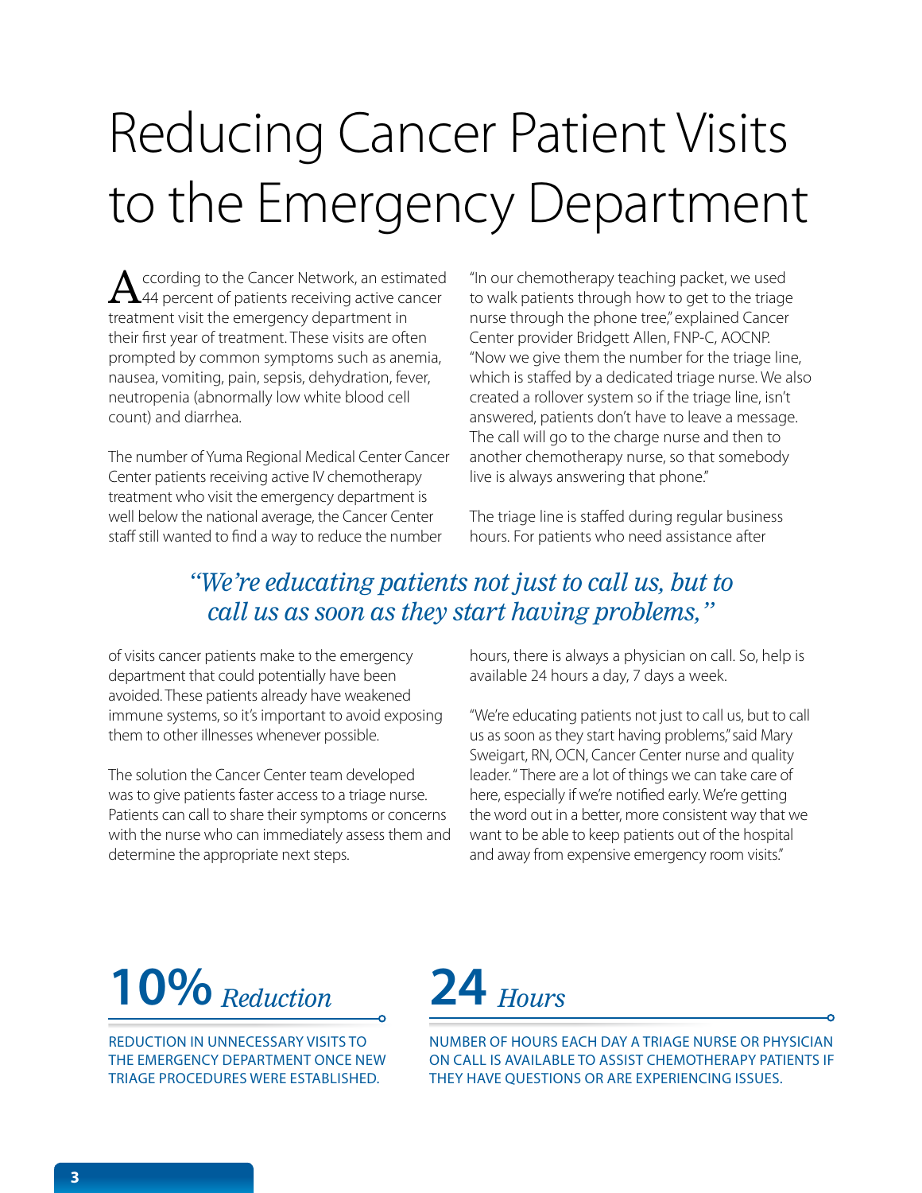# Reducing Cancer Patient Visits to the Emergency Department

According to the Cancer Network, an estimated 44 percent of patients receiving active cancer treatment visit the emergency department in their first year of treatment. These visits are often prompted by common symptoms such as anemia, nausea, vomiting, pain, sepsis, dehydration, fever, neutropenia (abnormally low white blood cell count) and diarrhea.

The number of Yuma Regional Medical Center Cancer Center patients receiving active IV chemotherapy treatment who visit the emergency department is well below the national average, the Cancer Center staff still wanted to find a way to reduce the number of visits cancer patients make to the emergency department that could potentially have been avoided. These patients already have weakened immune systems, so it's important to avoid exposing them to other illnesses whenever possible.

The solution the Cancer Center team developed was to give patients faster access to a triage nurse. Patients can call to share their symptoms or concerns with the nurse who can immediately assess them and determine the appropriate next steps.

"In our chemotherapy teaching packet, we used to walk patients through how to get to the triage nurse through the phone tree," explained Cancer Center provider Bridgett Allen, FNP-C, AOCNP. "Now we give them the number for the triage line, which is staffed by a dedicated triage nurse. We also created a rollover system so if the triage line, isn't answered, patients don't have to leave a message. The call will go to the charge nurse and then to another chemotherapy nurse, so that somebody live is always answering that phone."

The triage line is staffed during regular business hours. For patients who need assistance after hours, there is always a physician on call. So, help is available 24 hours a day, 7 days a week.

> *"We're educating patients not just to call us, but to call us as soon as they start having problems,"*

"We're educating patients not just to call us, but to call us as soon as they start having problems," said Mary Sweigart, RN, OCN, Cancer Center nurse and quality leader. " There are a lot of things we can take care of here, especially if we're notified early. We're getting the word out in a better, more consistent way that we want to be able to keep patients out of the hospital and away from expensive emergency room visits."

**10%** *Reduction*

REDUCTION IN UNNECESSARY VISITS TO THE EMERGENCY DEPARTMENT ONCE NEW TRIAGE PROCEDURES WERE ESTABLISHED.

**24** *Hours*

NUMBER OF HOURS EACH DAY A TRIAGE NURSE OR PHYSICIAN ON CALL IS AVAILABLE TO ASSIST CHEMOTHERAPY PATIENTS IF THEY HAVE QUESTIONS OR ARE EXPERIENCING ISSUES.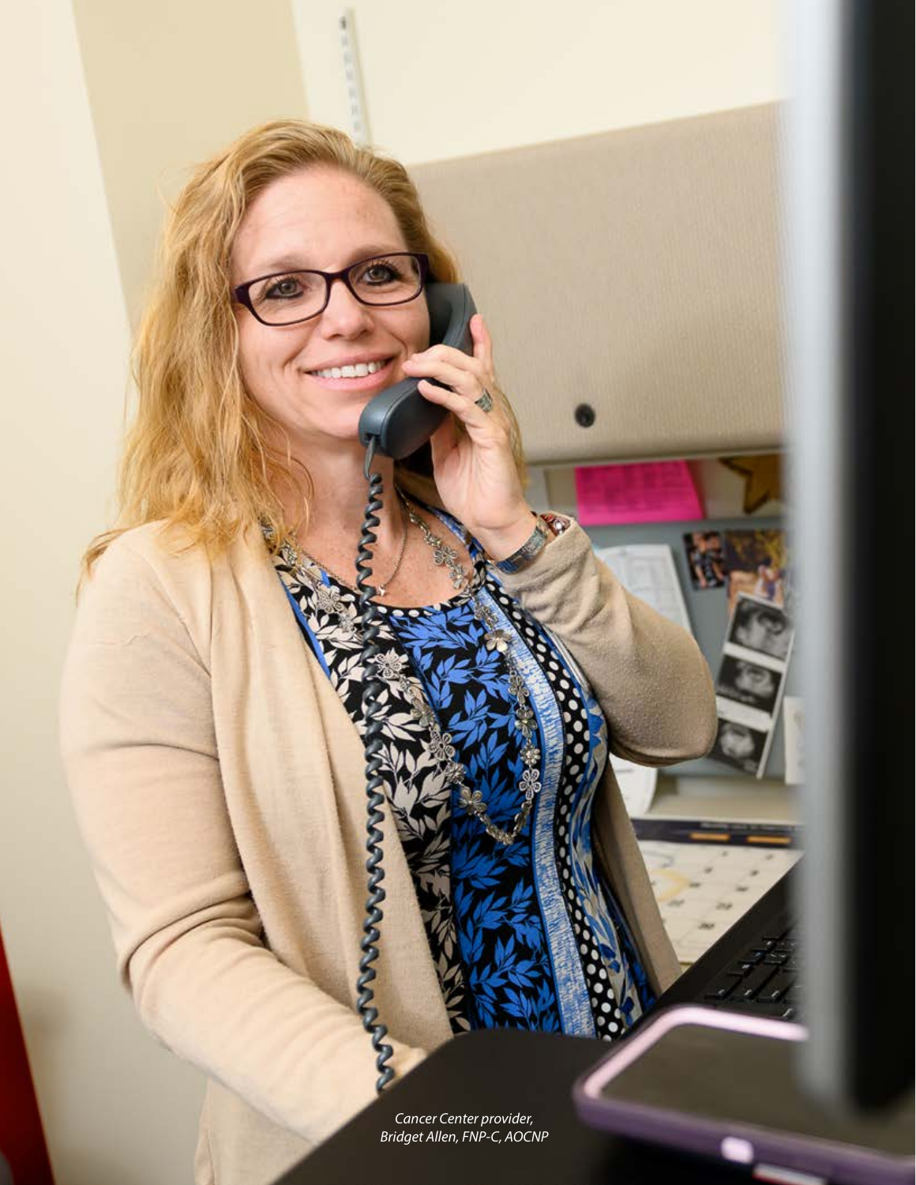*Cancer Center provider,*
*Bridget Allen, FNP-C, AOCNP*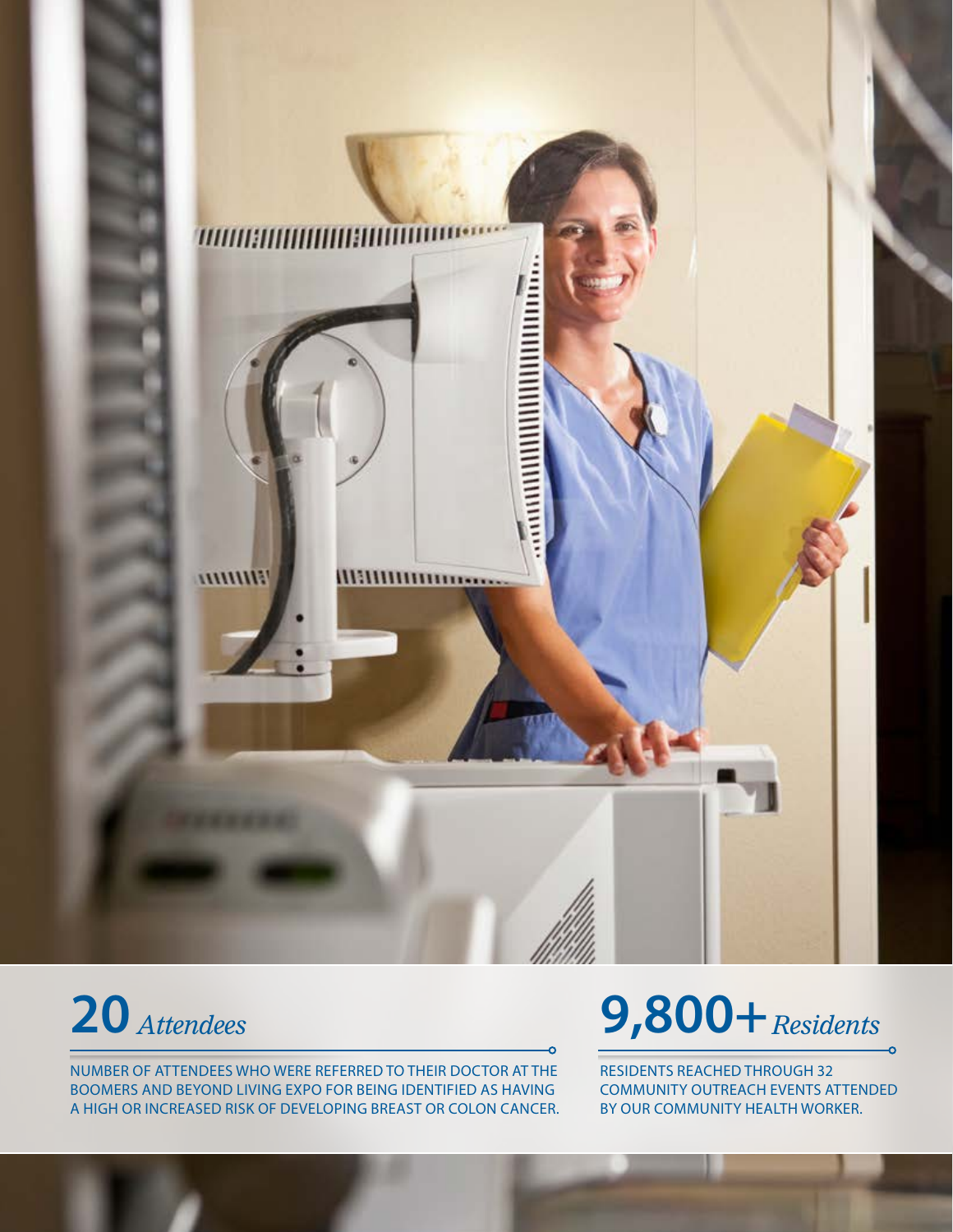**20** *Attendees*

NUMBER OF ATTENDEES WHO WERE REFERRED TO THEIR DOCTOR AT THE BOOMERS AND BEYOND LIVING EXPO FOR BEING IDENTIFIED AS HAVING A HIGH OR INCREASED RISK OF DEVELOPING BREAST OR COLON CANCER.

**9,800+** *Residents*

RESIDENTS REACHED THROUGH 32 COMMUNITY OUTREACH EVENTS ATTENDED BY OUR COMMUNITY HEALTH WORKER.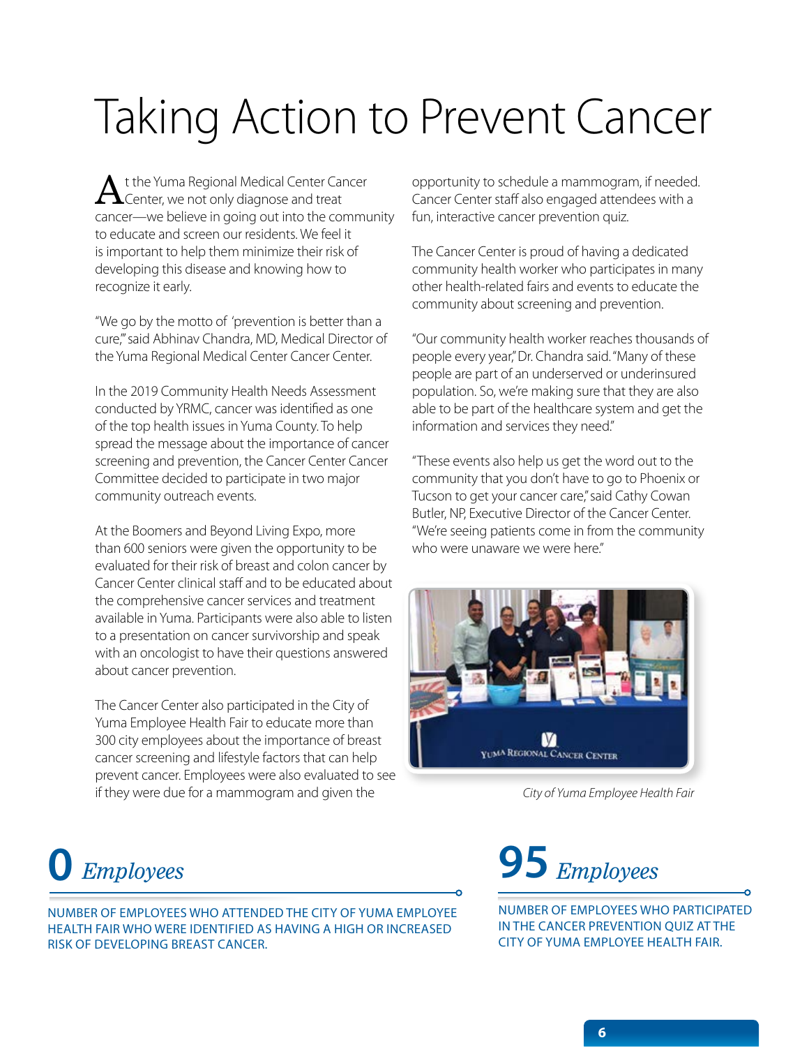# Taking Action to Prevent Cancer

At the Yuma Regional Medical Center Cancer Center, we not only diagnose and treat cancer—we believe in going out into the community to educate and screen our residents. We feel it is important to help them minimize their risk of developing this disease and knowing how to recognize it early.

"We go by the motto of 'prevention is better than a cure,'" said Abhinav Chandra, MD, Medical Director of the Yuma Regional Medical Center Cancer Center.

In the 2019 Community Health Needs Assessment conducted by YRMC, cancer was identified as one of the top health issues in Yuma County. To help spread the message about the importance of cancer screening and prevention, the Cancer Center Cancer Committee decided to participate in two major community outreach events.

At the Boomers and Beyond Living Expo, more than 600 seniors were given the opportunity to be evaluated for their risk of breast and colon cancer by Cancer Center clinical staff and to be educated about the comprehensive cancer services and treatment available in Yuma. Participants were also able to listen to a presentation on cancer survivorship and speak with an oncologist to have their questions answered about cancer prevention.

The Cancer Center also participated in the City of Yuma Employee Health Fair to educate more than 300 city employees about the importance of breast cancer screening and lifestyle factors that can help prevent cancer. Employees were also evaluated to see if they were due for a mammogram and given the opportunity to schedule a mammogram, if needed. Cancer Center staff also engaged attendees with a fun, interactive cancer prevention quiz.

The Cancer Center is proud of having a dedicated community health worker who participates in many other health-related fairs and events to educate the community about screening and prevention.

"Our community health worker reaches thousands of people every year," Dr. Chandra said. "Many of these people are part of an underserved or underinsured population. So, we're making sure that they are also able to be part of the healthcare system and get the information and services they need."

"These events also help us get the word out to the community that you don't have to go to Phoenix or Tucson to get your cancer care," said Cathy Cowan Butler, NP, Executive Director of the Cancer Center. "We're seeing patients come in from the community who were unaware we were here."

*City of Yuma Employee Health Fair*

**0** *Employees*

NUMBER OF EMPLOYEES WHO ATTENDED THE CITY OF YUMA EMPLOYEE HEALTH FAIR WHO WERE IDENTIFIED AS HAVING A HIGH OR INCREASED RISK OF DEVELOPING BREAST CANCER.

**95** *Employees*

NUMBER OF EMPLOYEES WHO PARTICIPATED IN THE CANCER PREVENTION QUIZ AT THE CITY OF YUMA EMPLOYEE HEALTH FAIR.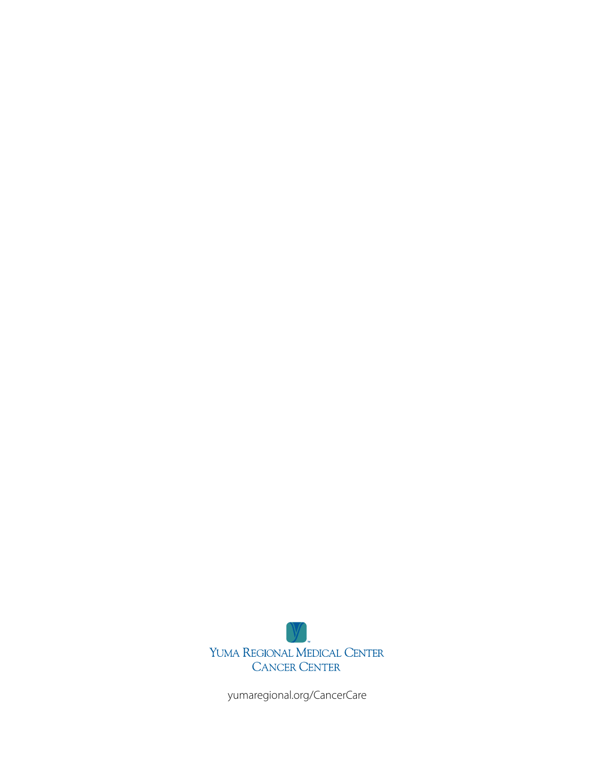Yuma Regional Medical Center
Cancer Center

yumaregional.org/CancerCare